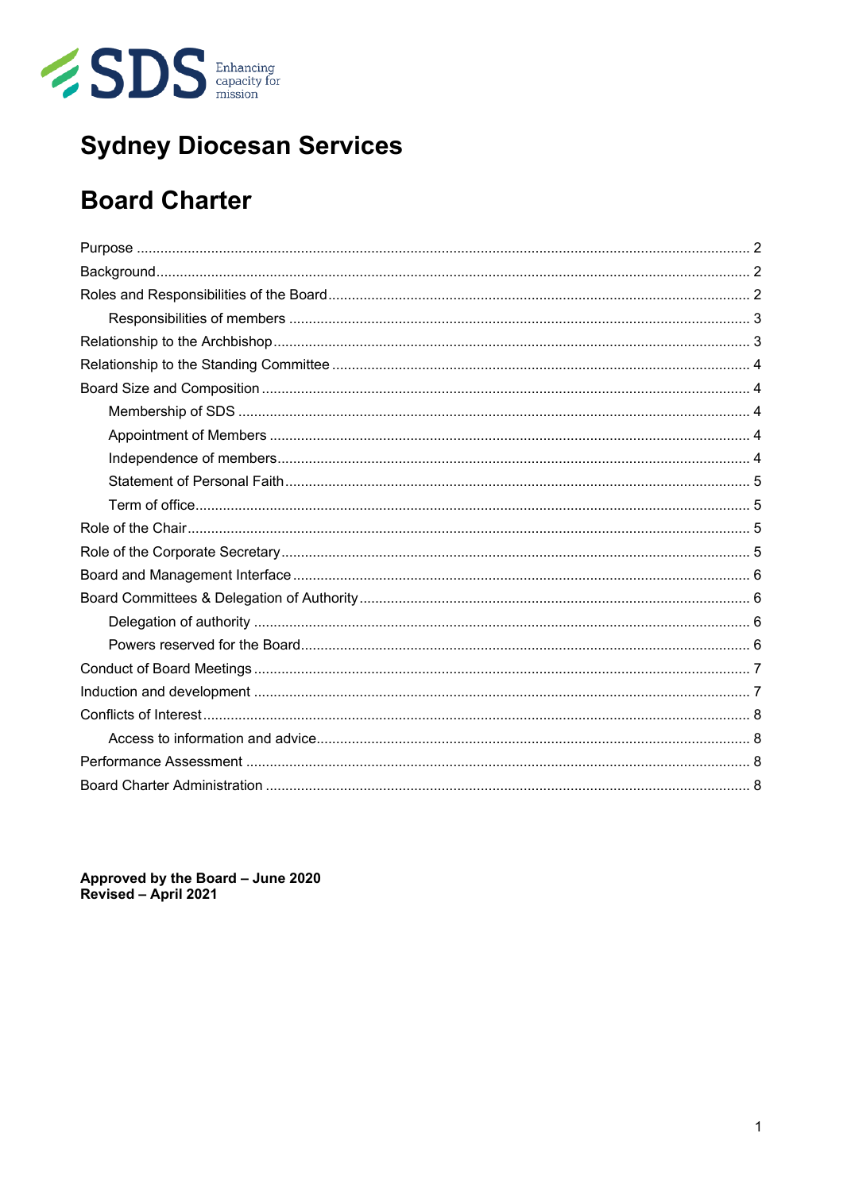SDS Enhancing capacity for mission

# Sydney Diocesan Services

# Board Charter

- Purpose ..... 2
- Background ..... 2
- Roles and Responsibilities of the Board ..... 2
    - Responsibilities of members ..... 3
- Relationship to the Archbishop ..... 3
- Relationship to the Standing Committee ..... 4
- Board Size and Composition ..... 4
    - Membership of SDS ..... 4
    - Appointment of Members ..... 4
    - Independence of members ..... 4
    - Statement of Personal Faith ..... 5
    - Term of office ..... 5
- Role of the Chair ..... 5
- Role of the Corporate Secretary ..... 5
- Board and Management Interface ..... 6
- Board Committees & Delegation of Authority ..... 6
    - Delegation of authority ..... 6
    - Powers reserved for the Board ..... 6
- Conduct of Board Meetings ..... 7
- Induction and development ..... 7
- Conflicts of Interest ..... 8
    - Access to information and advice ..... 8
- Performance Assessment ..... 8
- Board Charter Administration ..... 8

**Approved by the Board – June 2020**
**Revised – April 2021**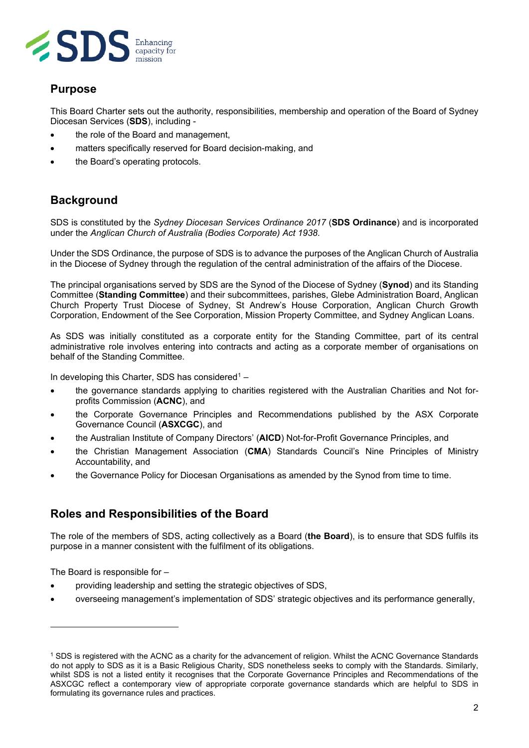## Purpose

This Board Charter sets out the authority, responsibilities, membership and operation of the Board of Sydney Diocesan Services (**SDS**), including -

- the role of the Board and management,
- matters specifically reserved for Board decision-making, and
- the Board's operating protocols.

## Background

SDS is constituted by the *Sydney Diocesan Services Ordinance 2017* (**SDS Ordinance**) and is incorporated under the *Anglican Church of Australia (Bodies Corporate) Act 1938*.

Under the SDS Ordinance, the purpose of SDS is to advance the purposes of the Anglican Church of Australia in the Diocese of Sydney through the regulation of the central administration of the affairs of the Diocese.

The principal organisations served by SDS are the Synod of the Diocese of Sydney (**Synod**) and its Standing Committee (**Standing Committee**) and their subcommittees, parishes, Glebe Administration Board, Anglican Church Property Trust Diocese of Sydney, St Andrew's House Corporation, Anglican Church Growth Corporation, Endowment of the See Corporation, Mission Property Committee, and Sydney Anglican Loans.

As SDS was initially constituted as a corporate entity for the Standing Committee, part of its central administrative role involves entering into contracts and acting as a corporate member of organisations on behalf of the Standing Committee.

In developing this Charter, SDS has considered[1] –

- the governance standards applying to charities registered with the Australian Charities and Not for-profits Commission (**ACNC**), and
- the Corporate Governance Principles and Recommendations published by the ASX Corporate Governance Council (**ASXCGC**), and
- the Australian Institute of Company Directors' (**AICD**) Not-for-Profit Governance Principles, and
- the Christian Management Association (**CMA**) Standards Council's Nine Principles of Ministry Accountability, and
- the Governance Policy for Diocesan Organisations as amended by the Synod from time to time.

## Roles and Responsibilities of the Board

The role of the members of SDS, acting collectively as a Board (**the Board**), is to ensure that SDS fulfils its purpose in a manner consistent with the fulfilment of its obligations.

The Board is responsible for –

- providing leadership and setting the strategic objectives of SDS,
- overseeing management's implementation of SDS' strategic objectives and its performance generally,

[1] SDS is registered with the ACNC as a charity for the advancement of religion. Whilst the ACNC Governance Standards do not apply to SDS as it is a Basic Religious Charity, SDS nonetheless seeks to comply with the Standards. Similarly, whilst SDS is not a listed entity it recognises that the Corporate Governance Principles and Recommendations of the ASXCGC reflect a contemporary view of appropriate corporate governance standards which are helpful to SDS in formulating its governance rules and practices.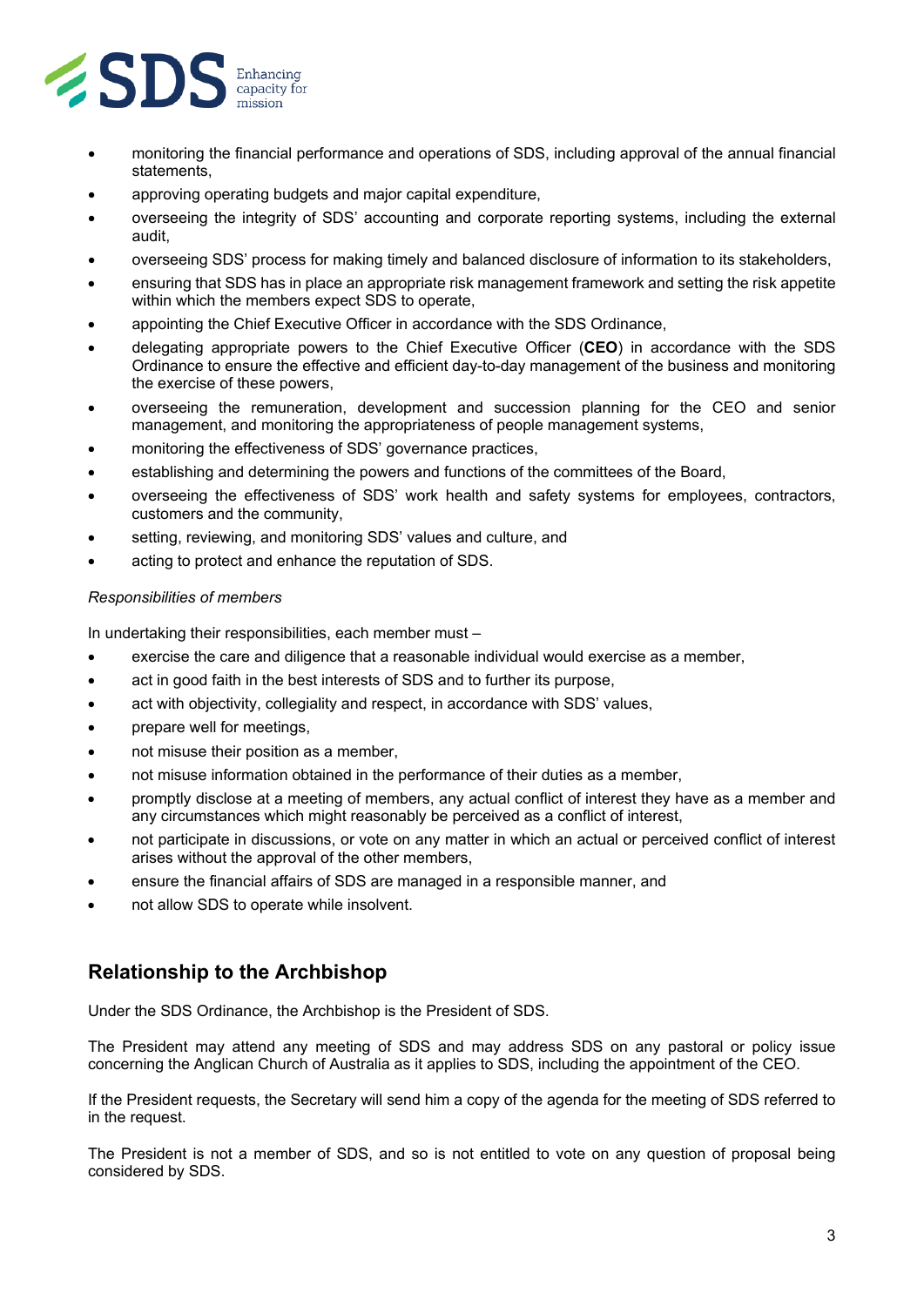- monitoring the financial performance and operations of SDS, including approval of the annual financial statements,
- approving operating budgets and major capital expenditure,
- overseeing the integrity of SDS' accounting and corporate reporting systems, including the external audit,
- overseeing SDS' process for making timely and balanced disclosure of information to its stakeholders,
- ensuring that SDS has in place an appropriate risk management framework and setting the risk appetite within which the members expect SDS to operate,
- appointing the Chief Executive Officer in accordance with the SDS Ordinance,
- delegating appropriate powers to the Chief Executive Officer (**CEO**) in accordance with the SDS Ordinance to ensure the effective and efficient day-to-day management of the business and monitoring the exercise of these powers,
- overseeing the remuneration, development and succession planning for the CEO and senior management, and monitoring the appropriateness of people management systems,
- monitoring the effectiveness of SDS' governance practices,
- establishing and determining the powers and functions of the committees of the Board,
- overseeing the effectiveness of SDS' work health and safety systems for employees, contractors, customers and the community,
- setting, reviewing, and monitoring SDS' values and culture, and
- acting to protect and enhance the reputation of SDS.

*Responsibilities of members*

In undertaking their responsibilities, each member must –

- exercise the care and diligence that a reasonable individual would exercise as a member,
- act in good faith in the best interests of SDS and to further its purpose,
- act with objectivity, collegiality and respect, in accordance with SDS' values,
- prepare well for meetings,
- not misuse their position as a member,
- not misuse information obtained in the performance of their duties as a member,
- promptly disclose at a meeting of members, any actual conflict of interest they have as a member and any circumstances which might reasonably be perceived as a conflict of interest,
- not participate in discussions, or vote on any matter in which an actual or perceived conflict of interest arises without the approval of the other members,
- ensure the financial affairs of SDS are managed in a responsible manner, and
- not allow SDS to operate while insolvent.

## Relationship to the Archbishop

Under the SDS Ordinance, the Archbishop is the President of SDS.

The President may attend any meeting of SDS and may address SDS on any pastoral or policy issue concerning the Anglican Church of Australia as it applies to SDS, including the appointment of the CEO.

If the President requests, the Secretary will send him a copy of the agenda for the meeting of SDS referred to in the request.

The President is not a member of SDS, and so is not entitled to vote on any question of proposal being considered by SDS.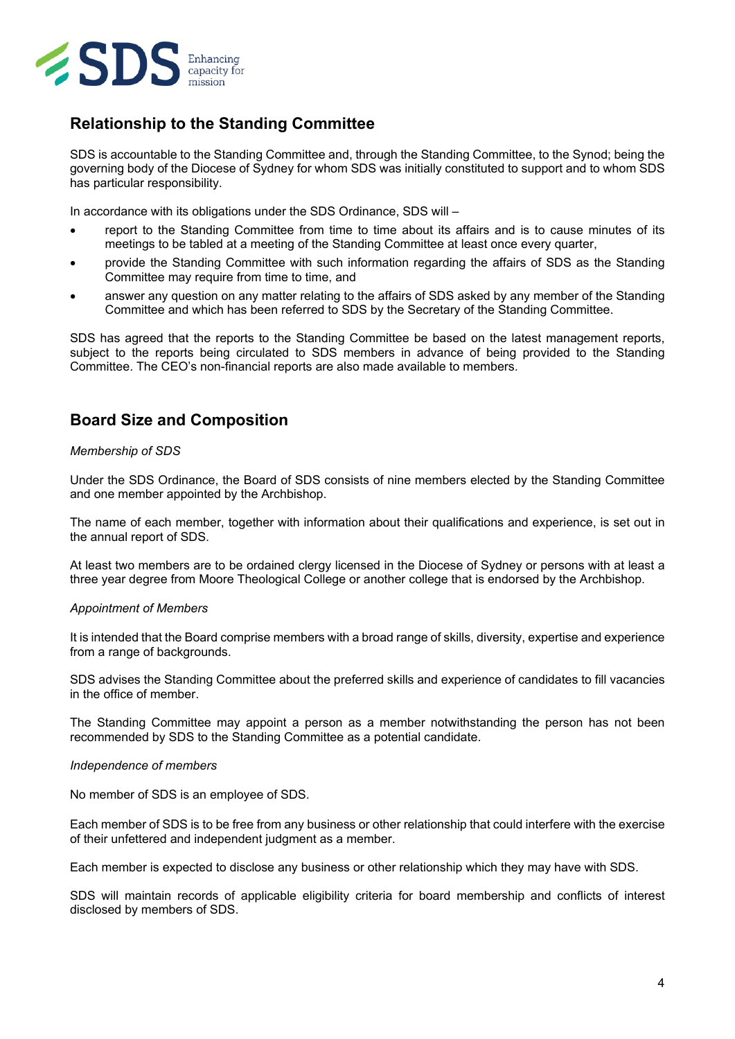## Relationship to the Standing Committee

SDS is accountable to the Standing Committee and, through the Standing Committee, to the Synod; being the governing body of the Diocese of Sydney for whom SDS was initially constituted to support and to whom SDS has particular responsibility.

In accordance with its obligations under the SDS Ordinance, SDS will –

- report to the Standing Committee from time to time about its affairs and is to cause minutes of its meetings to be tabled at a meeting of the Standing Committee at least once every quarter,
- provide the Standing Committee with such information regarding the affairs of SDS as the Standing Committee may require from time to time, and
- answer any question on any matter relating to the affairs of SDS asked by any member of the Standing Committee and which has been referred to SDS by the Secretary of the Standing Committee.

SDS has agreed that the reports to the Standing Committee be based on the latest management reports, subject to the reports being circulated to SDS members in advance of being provided to the Standing Committee. The CEO's non-financial reports are also made available to members.

## Board Size and Composition

*Membership of SDS*

Under the SDS Ordinance, the Board of SDS consists of nine members elected by the Standing Committee and one member appointed by the Archbishop.

The name of each member, together with information about their qualifications and experience, is set out in the annual report of SDS.

At least two members are to be ordained clergy licensed in the Diocese of Sydney or persons with at least a three year degree from Moore Theological College or another college that is endorsed by the Archbishop.

*Appointment of Members*

It is intended that the Board comprise members with a broad range of skills, diversity, expertise and experience from a range of backgrounds.

SDS advises the Standing Committee about the preferred skills and experience of candidates to fill vacancies in the office of member.

The Standing Committee may appoint a person as a member notwithstanding the person has not been recommended by SDS to the Standing Committee as a potential candidate.

*Independence of members*

No member of SDS is an employee of SDS.

Each member of SDS is to be free from any business or other relationship that could interfere with the exercise of their unfettered and independent judgment as a member.

Each member is expected to disclose any business or other relationship which they may have with SDS.

SDS will maintain records of applicable eligibility criteria for board membership and conflicts of interest disclosed by members of SDS.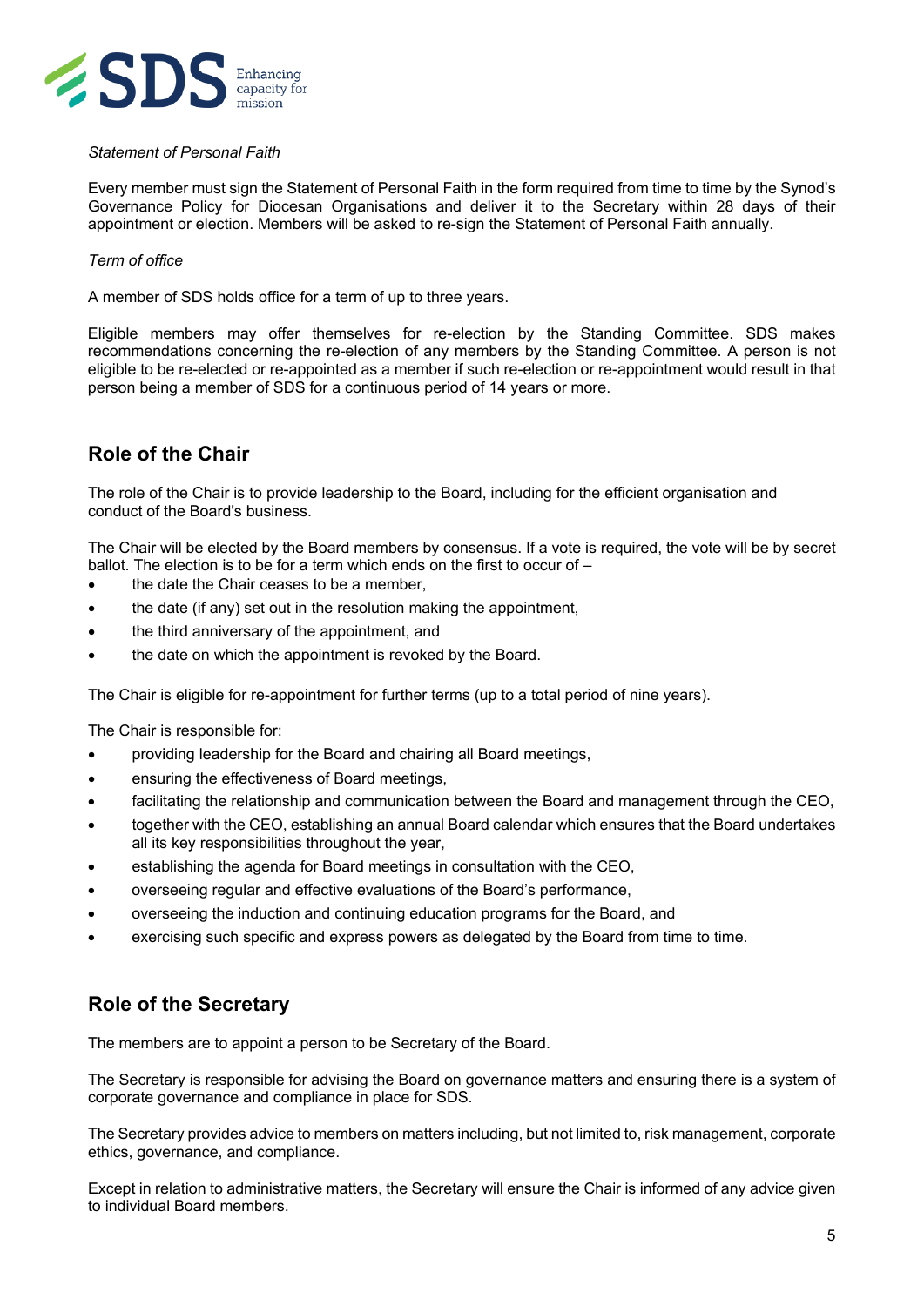*Statement of Personal Faith*

Every member must sign the Statement of Personal Faith in the form required from time to time by the Synod's Governance Policy for Diocesan Organisations and deliver it to the Secretary within 28 days of their appointment or election. Members will be asked to re-sign the Statement of Personal Faith annually.

*Term of office*

A member of SDS holds office for a term of up to three years.

Eligible members may offer themselves for re-election by the Standing Committee. SDS makes recommendations concerning the re-election of any members by the Standing Committee. A person is not eligible to be re-elected or re-appointed as a member if such re-election or re-appointment would result in that person being a member of SDS for a continuous period of 14 years or more.

## Role of the Chair

The role of the Chair is to provide leadership to the Board, including for the efficient organisation and conduct of the Board's business.

The Chair will be elected by the Board members by consensus. If a vote is required, the vote will be by secret ballot. The election is to be for a term which ends on the first to occur of –

- the date the Chair ceases to be a member,
- the date (if any) set out in the resolution making the appointment,
- the third anniversary of the appointment, and
- the date on which the appointment is revoked by the Board.

The Chair is eligible for re-appointment for further terms (up to a total period of nine years).

The Chair is responsible for:

- providing leadership for the Board and chairing all Board meetings,
- ensuring the effectiveness of Board meetings,
- facilitating the relationship and communication between the Board and management through the CEO,
- together with the CEO, establishing an annual Board calendar which ensures that the Board undertakes all its key responsibilities throughout the year,
- establishing the agenda for Board meetings in consultation with the CEO,
- overseeing regular and effective evaluations of the Board's performance,
- overseeing the induction and continuing education programs for the Board, and
- exercising such specific and express powers as delegated by the Board from time to time.

## Role of the Secretary

The members are to appoint a person to be Secretary of the Board.

The Secretary is responsible for advising the Board on governance matters and ensuring there is a system of corporate governance and compliance in place for SDS.

The Secretary provides advice to members on matters including, but not limited to, risk management, corporate ethics, governance, and compliance.

Except in relation to administrative matters, the Secretary will ensure the Chair is informed of any advice given to individual Board members.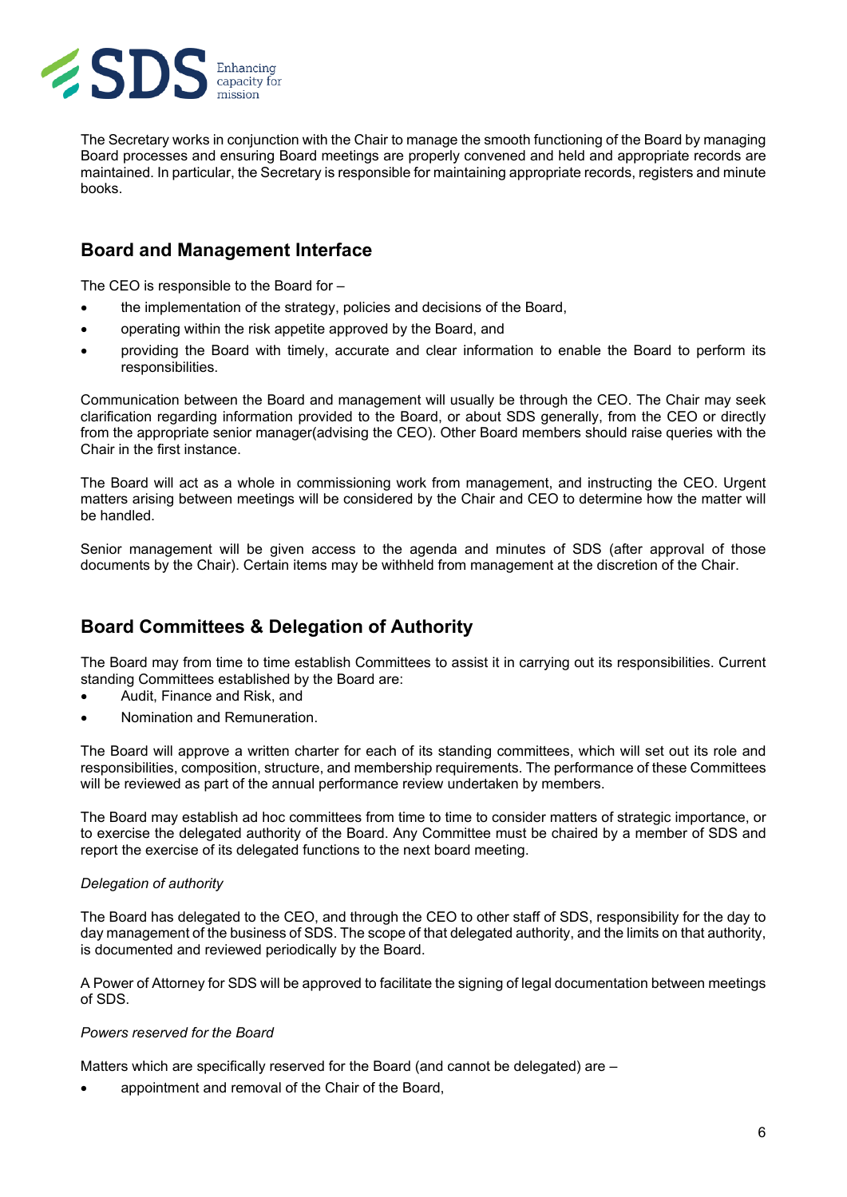The Secretary works in conjunction with the Chair to manage the smooth functioning of the Board by managing Board processes and ensuring Board meetings are properly convened and held and appropriate records are maintained. In particular, the Secretary is responsible for maintaining appropriate records, registers and minute books.

## Board and Management Interface

The CEO is responsible to the Board for –

- the implementation of the strategy, policies and decisions of the Board,
- operating within the risk appetite approved by the Board, and
- providing the Board with timely, accurate and clear information to enable the Board to perform its responsibilities.

Communication between the Board and management will usually be through the CEO. The Chair may seek clarification regarding information provided to the Board, or about SDS generally, from the CEO or directly from the appropriate senior manager(advising the CEO). Other Board members should raise queries with the Chair in the first instance.

The Board will act as a whole in commissioning work from management, and instructing the CEO. Urgent matters arising between meetings will be considered by the Chair and CEO to determine how the matter will be handled.

Senior management will be given access to the agenda and minutes of SDS (after approval of those documents by the Chair). Certain items may be withheld from management at the discretion of the Chair.

## Board Committees & Delegation of Authority

The Board may from time to time establish Committees to assist it in carrying out its responsibilities. Current standing Committees established by the Board are:

- Audit, Finance and Risk, and
- Nomination and Remuneration.

The Board will approve a written charter for each of its standing committees, which will set out its role and responsibilities, composition, structure, and membership requirements. The performance of these Committees will be reviewed as part of the annual performance review undertaken by members.

The Board may establish ad hoc committees from time to time to consider matters of strategic importance, or to exercise the delegated authority of the Board. Any Committee must be chaired by a member of SDS and report the exercise of its delegated functions to the next board meeting.

*Delegation of authority*

The Board has delegated to the CEO, and through the CEO to other staff of SDS, responsibility for the day to day management of the business of SDS. The scope of that delegated authority, and the limits on that authority, is documented and reviewed periodically by the Board.

A Power of Attorney for SDS will be approved to facilitate the signing of legal documentation between meetings of SDS.

*Powers reserved for the Board*

Matters which are specifically reserved for the Board (and cannot be delegated) are –

- appointment and removal of the Chair of the Board,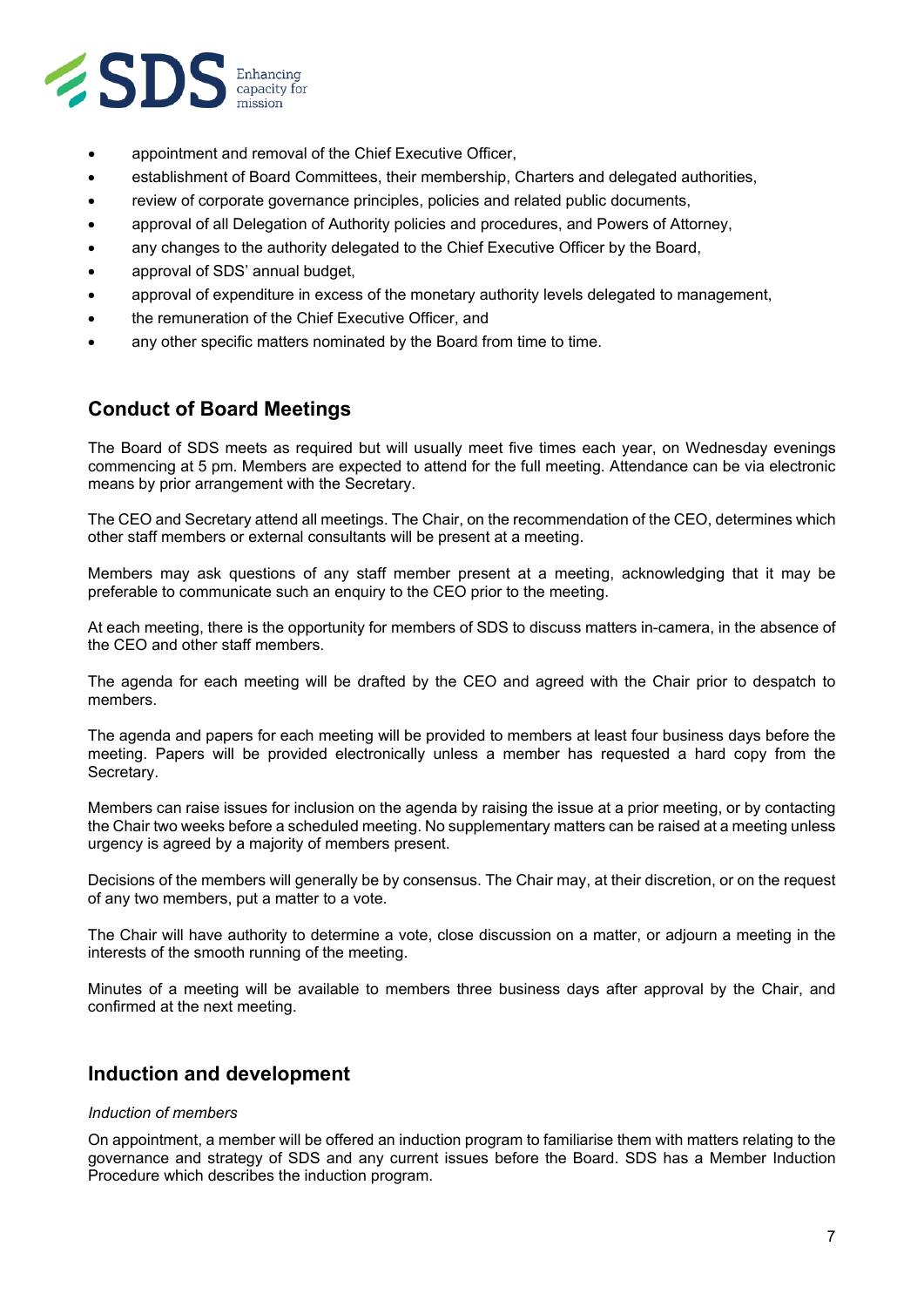- appointment and removal of the Chief Executive Officer,
- establishment of Board Committees, their membership, Charters and delegated authorities,
- review of corporate governance principles, policies and related public documents,
- approval of all Delegation of Authority policies and procedures, and Powers of Attorney,
- any changes to the authority delegated to the Chief Executive Officer by the Board,
- approval of SDS' annual budget,
- approval of expenditure in excess of the monetary authority levels delegated to management,
- the remuneration of the Chief Executive Officer, and
- any other specific matters nominated by the Board from time to time.

## Conduct of Board Meetings

The Board of SDS meets as required but will usually meet five times each year, on Wednesday evenings commencing at 5 pm. Members are expected to attend for the full meeting. Attendance can be via electronic means by prior arrangement with the Secretary.

The CEO and Secretary attend all meetings. The Chair, on the recommendation of the CEO, determines which other staff members or external consultants will be present at a meeting.

Members may ask questions of any staff member present at a meeting, acknowledging that it may be preferable to communicate such an enquiry to the CEO prior to the meeting.

At each meeting, there is the opportunity for members of SDS to discuss matters in-camera, in the absence of the CEO and other staff members.

The agenda for each meeting will be drafted by the CEO and agreed with the Chair prior to despatch to members.

The agenda and papers for each meeting will be provided to members at least four business days before the meeting. Papers will be provided electronically unless a member has requested a hard copy from the Secretary.

Members can raise issues for inclusion on the agenda by raising the issue at a prior meeting, or by contacting the Chair two weeks before a scheduled meeting. No supplementary matters can be raised at a meeting unless urgency is agreed by a majority of members present.

Decisions of the members will generally be by consensus. The Chair may, at their discretion, or on the request of any two members, put a matter to a vote.

The Chair will have authority to determine a vote, close discussion on a matter, or adjourn a meeting in the interests of the smooth running of the meeting.

Minutes of a meeting will be available to members three business days after approval by the Chair, and confirmed at the next meeting.

## Induction and development

*Induction of members*

On appointment, a member will be offered an induction program to familiarise them with matters relating to the governance and strategy of SDS and any current issues before the Board. SDS has a Member Induction Procedure which describes the induction program.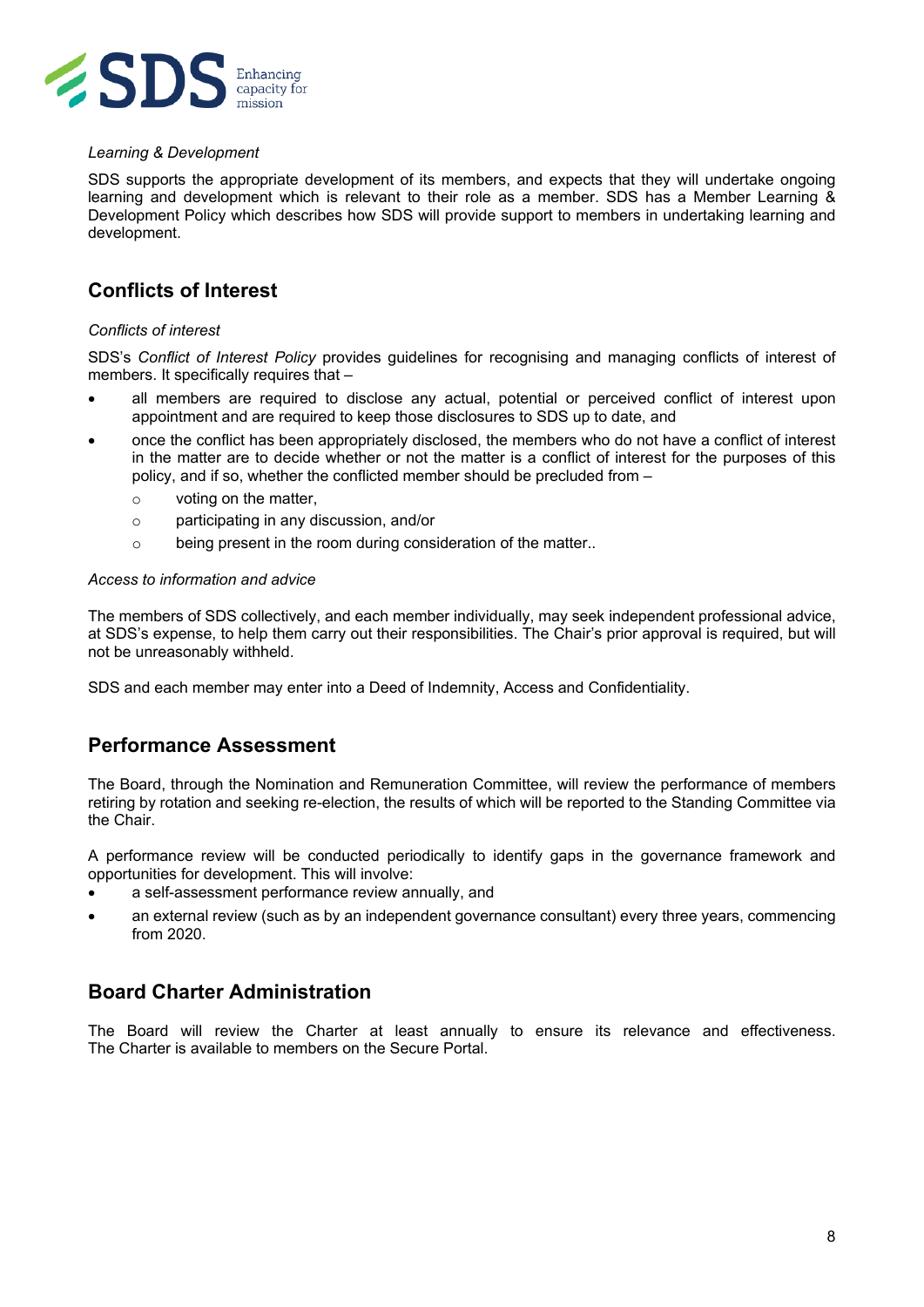*Learning & Development*

SDS supports the appropriate development of its members, and expects that they will undertake ongoing learning and development which is relevant to their role as a member. SDS has a Member Learning & Development Policy which describes how SDS will provide support to members in undertaking learning and development.

## Conflicts of Interest

*Conflicts of interest*

SDS's *Conflict of Interest Policy* provides guidelines for recognising and managing conflicts of interest of members. It specifically requires that –

- all members are required to disclose any actual, potential or perceived conflict of interest upon appointment and are required to keep those disclosures to SDS up to date, and
- once the conflict has been appropriately disclosed, the members who do not have a conflict of interest in the matter are to decide whether or not the matter is a conflict of interest for the purposes of this policy, and if so, whether the conflicted member should be precluded from –
  - voting on the matter,
  - participating in any discussion, and/or
  - being present in the room during consideration of the matter..

*Access to information and advice*

The members of SDS collectively, and each member individually, may seek independent professional advice, at SDS's expense, to help them carry out their responsibilities. The Chair's prior approval is required, but will not be unreasonably withheld.

SDS and each member may enter into a Deed of Indemnity, Access and Confidentiality.

## Performance Assessment

The Board, through the Nomination and Remuneration Committee, will review the performance of members retiring by rotation and seeking re-election, the results of which will be reported to the Standing Committee via the Chair.

A performance review will be conducted periodically to identify gaps in the governance framework and opportunities for development. This will involve:

- a self-assessment performance review annually, and
- an external review (such as by an independent governance consultant) every three years, commencing from 2020.

## Board Charter Administration

The Board will review the Charter at least annually to ensure its relevance and effectiveness. The Charter is available to members on the Secure Portal.